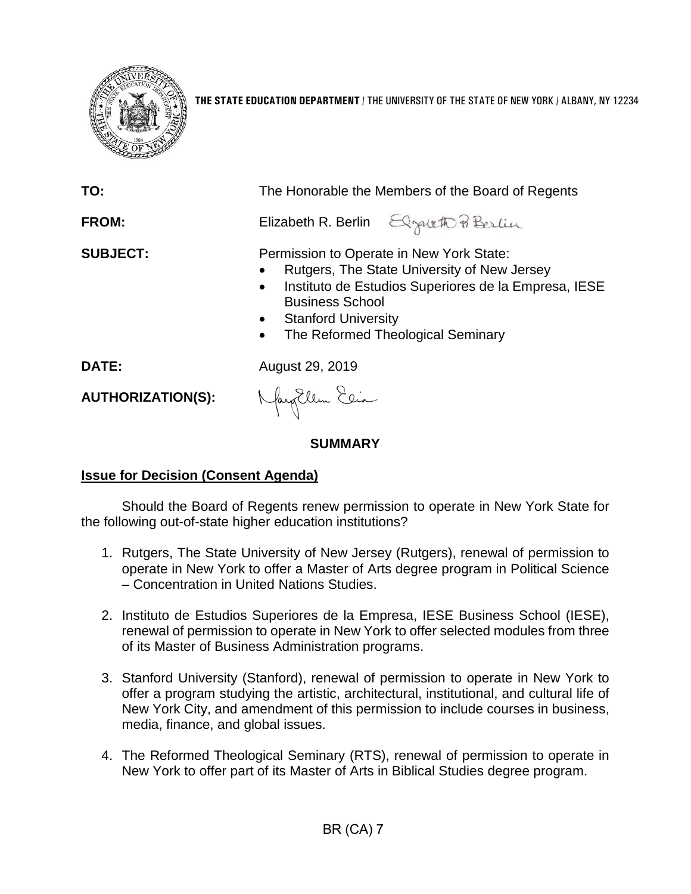THE STATE EDUCATION DEPARTMENT / THE UNIVERSITY OF THE STATE OF NEW YORK / ALBANY, NY 12234

**TO:** The Honorable the Members of the Board of Regents

**FROM:** Elizabeth R. Berlin

**SUBJECT:** Permission to Operate in New York State:

- Rutgers, The State University of New Jersey
- Instituto de Estudios Superiores de la Empresa, IESE Business School
- Stanford University
- The Reformed Theological Seminary

**DATE:** August 29, 2019

**AUTHORIZATION(S):**

## SUMMARY

### Issue for Decision (Consent Agenda)

Should the Board of Regents renew permission to operate in New York State for the following out-of-state higher education institutions?

1. Rutgers, The State University of New Jersey (Rutgers), renewal of permission to operate in New York to offer a Master of Arts degree program in Political Science – Concentration in United Nations Studies.
2. Instituto de Estudios Superiores de la Empresa, IESE Business School (IESE), renewal of permission to operate in New York to offer selected modules from three of its Master of Business Administration programs.
3. Stanford University (Stanford), renewal of permission to operate in New York to offer a program studying the artistic, architectural, institutional, and cultural life of New York City, and amendment of this permission to include courses in business, media, finance, and global issues.
4. The Reformed Theological Seminary (RTS), renewal of permission to operate in New York to offer part of its Master of Arts in Biblical Studies degree program.

BR (CA) 7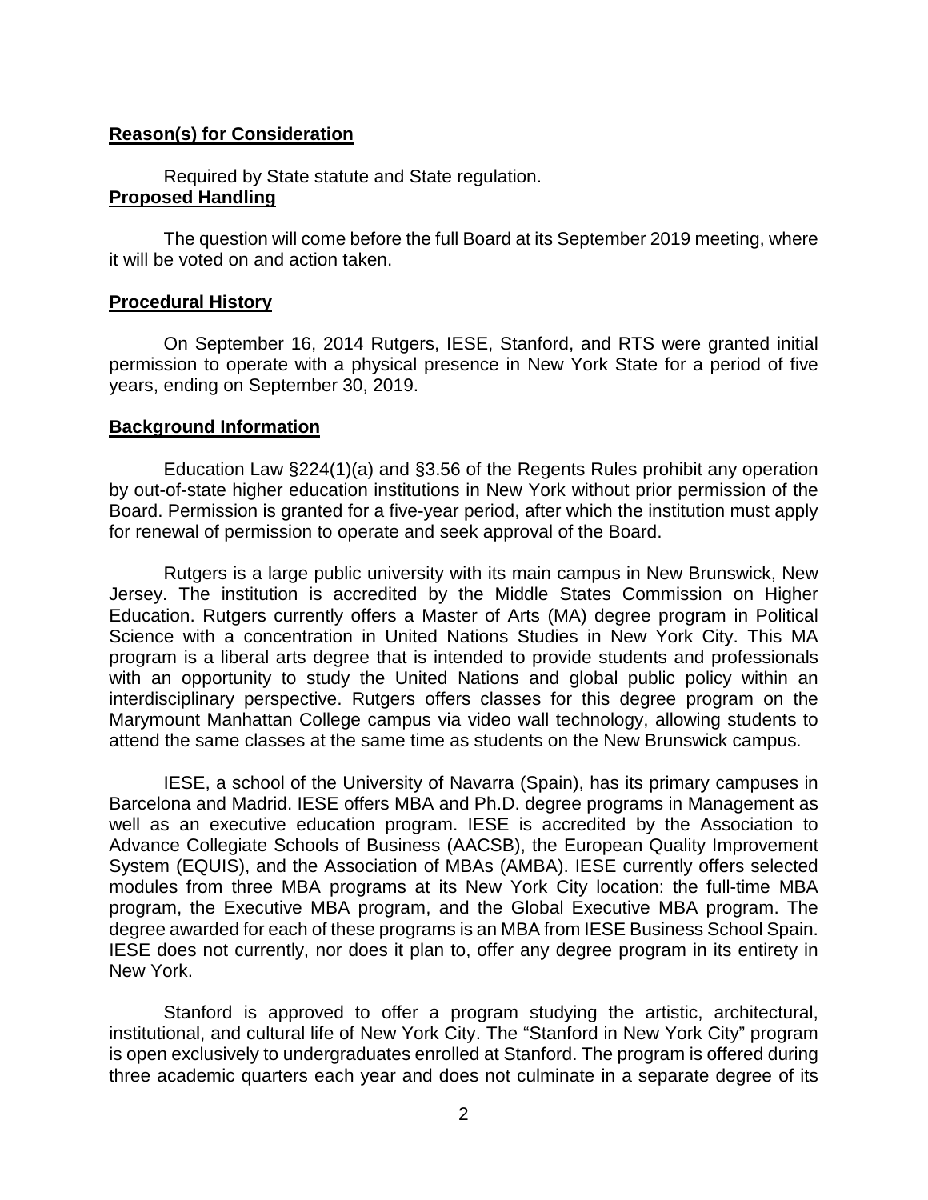**Reason(s) for Consideration**

Required by State statute and State regulation.

**Proposed Handling**

The question will come before the full Board at its September 2019 meeting, where it will be voted on and action taken.

**Procedural History**

On September 16, 2014 Rutgers, IESE, Stanford, and RTS were granted initial permission to operate with a physical presence in New York State for a period of five years, ending on September 30, 2019.

**Background Information**

Education Law §224(1)(a) and §3.56 of the Regents Rules prohibit any operation by out-of-state higher education institutions in New York without prior permission of the Board. Permission is granted for a five-year period, after which the institution must apply for renewal of permission to operate and seek approval of the Board.

Rutgers is a large public university with its main campus in New Brunswick, New Jersey. The institution is accredited by the Middle States Commission on Higher Education. Rutgers currently offers a Master of Arts (MA) degree program in Political Science with a concentration in United Nations Studies in New York City. This MA program is a liberal arts degree that is intended to provide students and professionals with an opportunity to study the United Nations and global public policy within an interdisciplinary perspective. Rutgers offers classes for this degree program on the Marymount Manhattan College campus via video wall technology, allowing students to attend the same classes at the same time as students on the New Brunswick campus.

IESE, a school of the University of Navarra (Spain), has its primary campuses in Barcelona and Madrid. IESE offers MBA and Ph.D. degree programs in Management as well as an executive education program. IESE is accredited by the Association to Advance Collegiate Schools of Business (AACSB), the European Quality Improvement System (EQUIS), and the Association of MBAs (AMBA). IESE currently offers selected modules from three MBA programs at its New York City location: the full-time MBA program, the Executive MBA program, and the Global Executive MBA program. The degree awarded for each of these programs is an MBA from IESE Business School Spain. IESE does not currently, nor does it plan to, offer any degree program in its entirety in New York.

Stanford is approved to offer a program studying the artistic, architectural, institutional, and cultural life of New York City. The "Stanford in New York City" program is open exclusively to undergraduates enrolled at Stanford. The program is offered during three academic quarters each year and does not culminate in a separate degree of its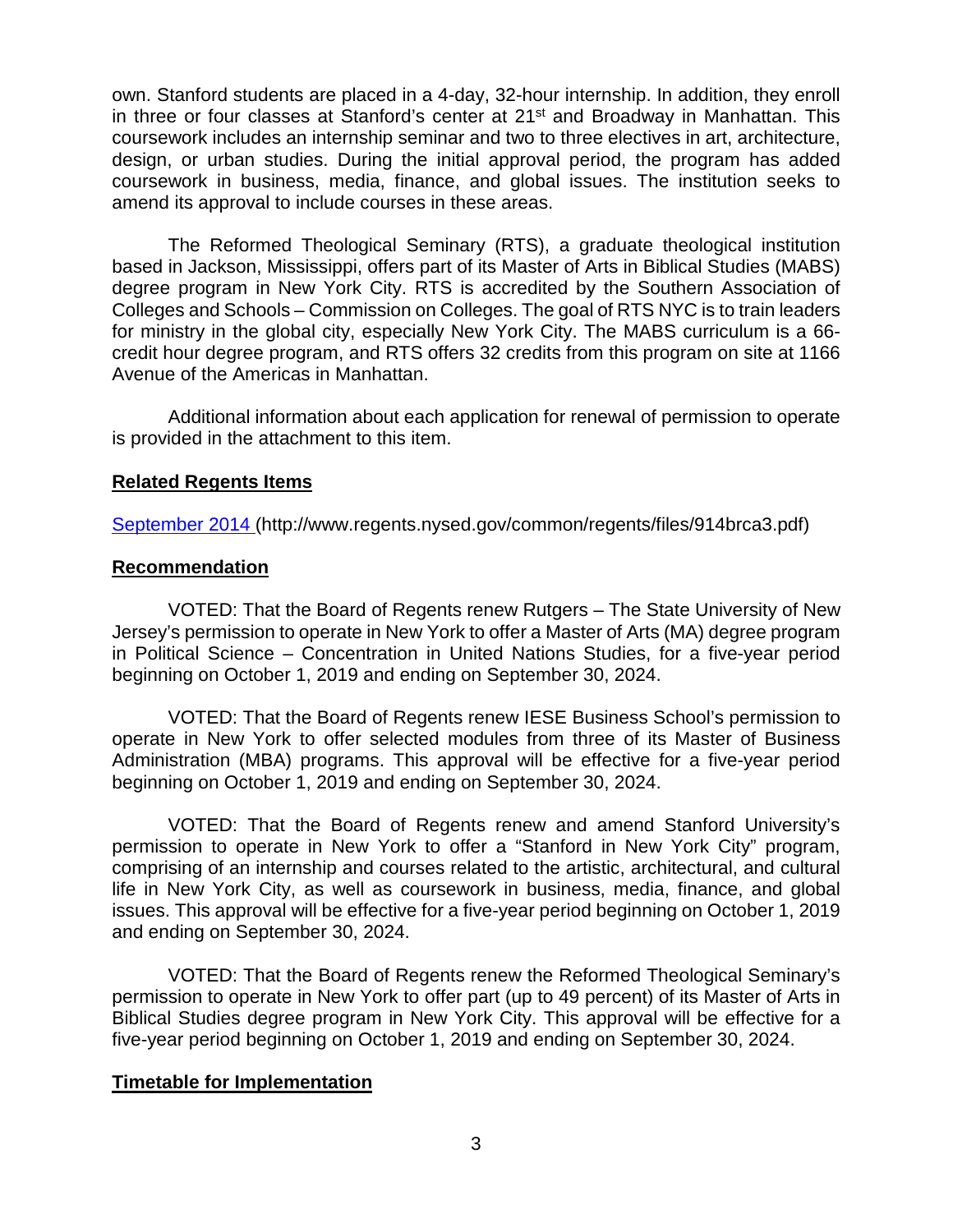own. Stanford students are placed in a 4-day, 32-hour internship. In addition, they enroll in three or four classes at Stanford's center at 21st and Broadway in Manhattan. This coursework includes an internship seminar and two to three electives in art, architecture, design, or urban studies. During the initial approval period, the program has added coursework in business, media, finance, and global issues. The institution seeks to amend its approval to include courses in these areas.

The Reformed Theological Seminary (RTS), a graduate theological institution based in Jackson, Mississippi, offers part of its Master of Arts in Biblical Studies (MABS) degree program in New York City. RTS is accredited by the Southern Association of Colleges and Schools – Commission on Colleges. The goal of RTS NYC is to train leaders for ministry in the global city, especially New York City. The MABS curriculum is a 66-credit hour degree program, and RTS offers 32 credits from this program on site at 1166 Avenue of the Americas in Manhattan.

Additional information about each application for renewal of permission to operate is provided in the attachment to this item.

## Related Regents Items

[September 2014](http://www.regents.nysed.gov/common/regents/files/914brca3.pdf) (http://www.regents.nysed.gov/common/regents/files/914brca3.pdf)

## Recommendation

VOTED: That the Board of Regents renew Rutgers – The State University of New Jersey's permission to operate in New York to offer a Master of Arts (MA) degree program in Political Science – Concentration in United Nations Studies, for a five-year period beginning on October 1, 2019 and ending on September 30, 2024.

VOTED: That the Board of Regents renew IESE Business School's permission to operate in New York to offer selected modules from three of its Master of Business Administration (MBA) programs. This approval will be effective for a five-year period beginning on October 1, 2019 and ending on September 30, 2024.

VOTED: That the Board of Regents renew and amend Stanford University's permission to operate in New York to offer a "Stanford in New York City" program, comprising of an internship and courses related to the artistic, architectural, and cultural life in New York City, as well as coursework in business, media, finance, and global issues. This approval will be effective for a five-year period beginning on October 1, 2019 and ending on September 30, 2024.

VOTED: That the Board of Regents renew the Reformed Theological Seminary's permission to operate in New York to offer part (up to 49 percent) of its Master of Arts in Biblical Studies degree program in New York City. This approval will be effective for a five-year period beginning on October 1, 2019 and ending on September 30, 2024.

## Timetable for Implementation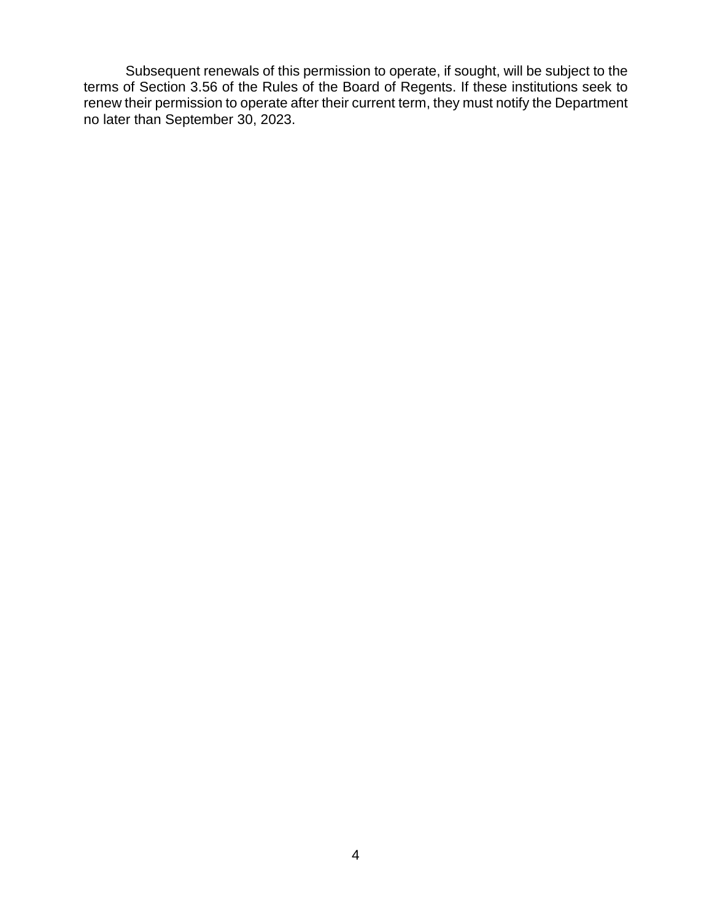Subsequent renewals of this permission to operate, if sought, will be subject to the terms of Section 3.56 of the Rules of the Board of Regents. If these institutions seek to renew their permission to operate after their current term, they must notify the Department no later than September 30, 2023.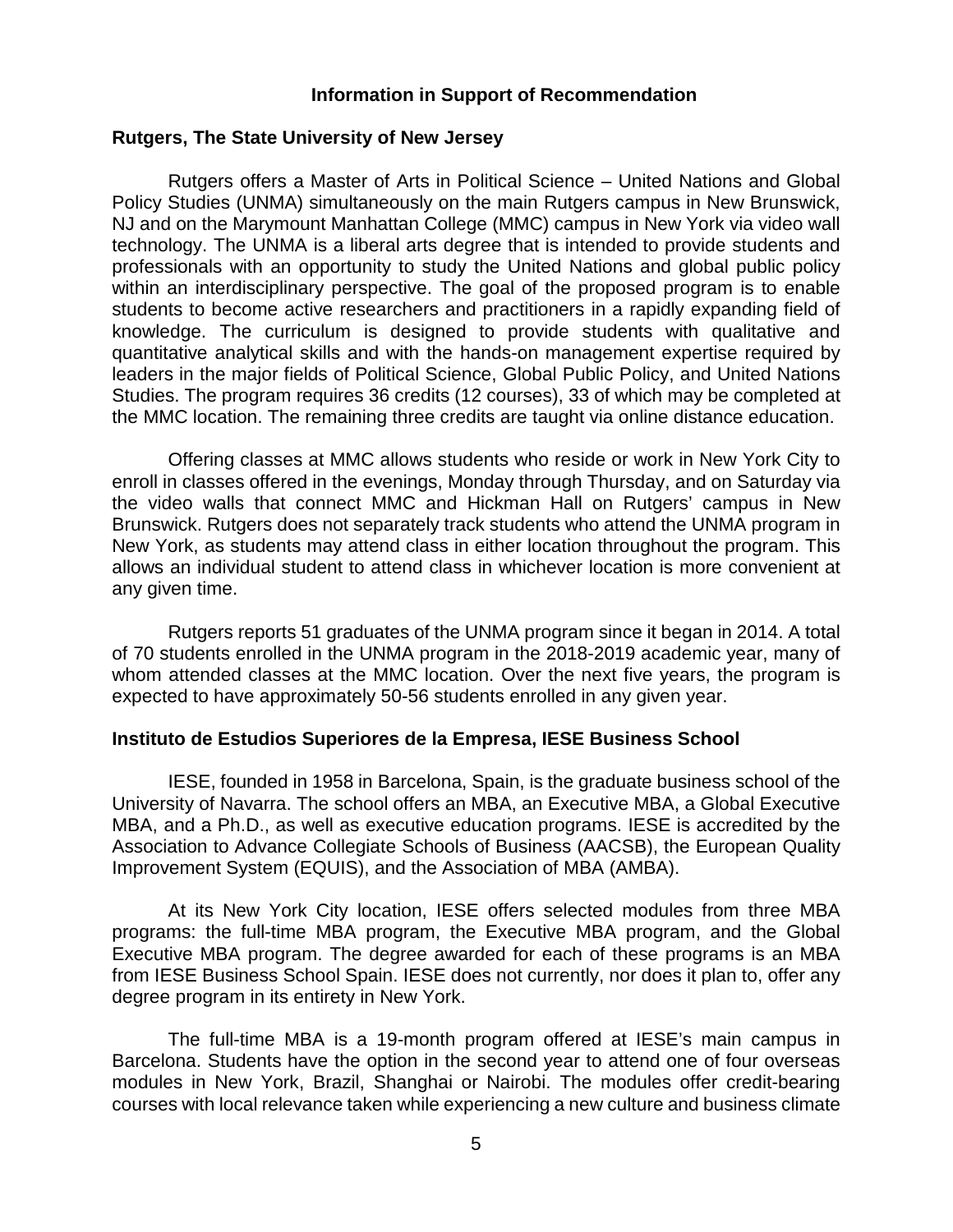## Information in Support of Recommendation

### Rutgers, The State University of New Jersey

Rutgers offers a Master of Arts in Political Science – United Nations and Global Policy Studies (UNMA) simultaneously on the main Rutgers campus in New Brunswick, NJ and on the Marymount Manhattan College (MMC) campus in New York via video wall technology. The UNMA is a liberal arts degree that is intended to provide students and professionals with an opportunity to study the United Nations and global public policy within an interdisciplinary perspective. The goal of the proposed program is to enable students to become active researchers and practitioners in a rapidly expanding field of knowledge. The curriculum is designed to provide students with qualitative and quantitative analytical skills and with the hands-on management expertise required by leaders in the major fields of Political Science, Global Public Policy, and United Nations Studies. The program requires 36 credits (12 courses), 33 of which may be completed at the MMC location. The remaining three credits are taught via online distance education.

Offering classes at MMC allows students who reside or work in New York City to enroll in classes offered in the evenings, Monday through Thursday, and on Saturday via the video walls that connect MMC and Hickman Hall on Rutgers' campus in New Brunswick. Rutgers does not separately track students who attend the UNMA program in New York, as students may attend class in either location throughout the program. This allows an individual student to attend class in whichever location is more convenient at any given time.

Rutgers reports 51 graduates of the UNMA program since it began in 2014. A total of 70 students enrolled in the UNMA program in the 2018-2019 academic year, many of whom attended classes at the MMC location. Over the next five years, the program is expected to have approximately 50-56 students enrolled in any given year.

### Instituto de Estudios Superiores de la Empresa, IESE Business School

IESE, founded in 1958 in Barcelona, Spain, is the graduate business school of the University of Navarra. The school offers an MBA, an Executive MBA, a Global Executive MBA, and a Ph.D., as well as executive education programs. IESE is accredited by the Association to Advance Collegiate Schools of Business (AACSB), the European Quality Improvement System (EQUIS), and the Association of MBA (AMBA).

At its New York City location, IESE offers selected modules from three MBA programs: the full-time MBA program, the Executive MBA program, and the Global Executive MBA program. The degree awarded for each of these programs is an MBA from IESE Business School Spain. IESE does not currently, nor does it plan to, offer any degree program in its entirety in New York.

The full-time MBA is a 19-month program offered at IESE's main campus in Barcelona. Students have the option in the second year to attend one of four overseas modules in New York, Brazil, Shanghai or Nairobi. The modules offer credit-bearing courses with local relevance taken while experiencing a new culture and business climate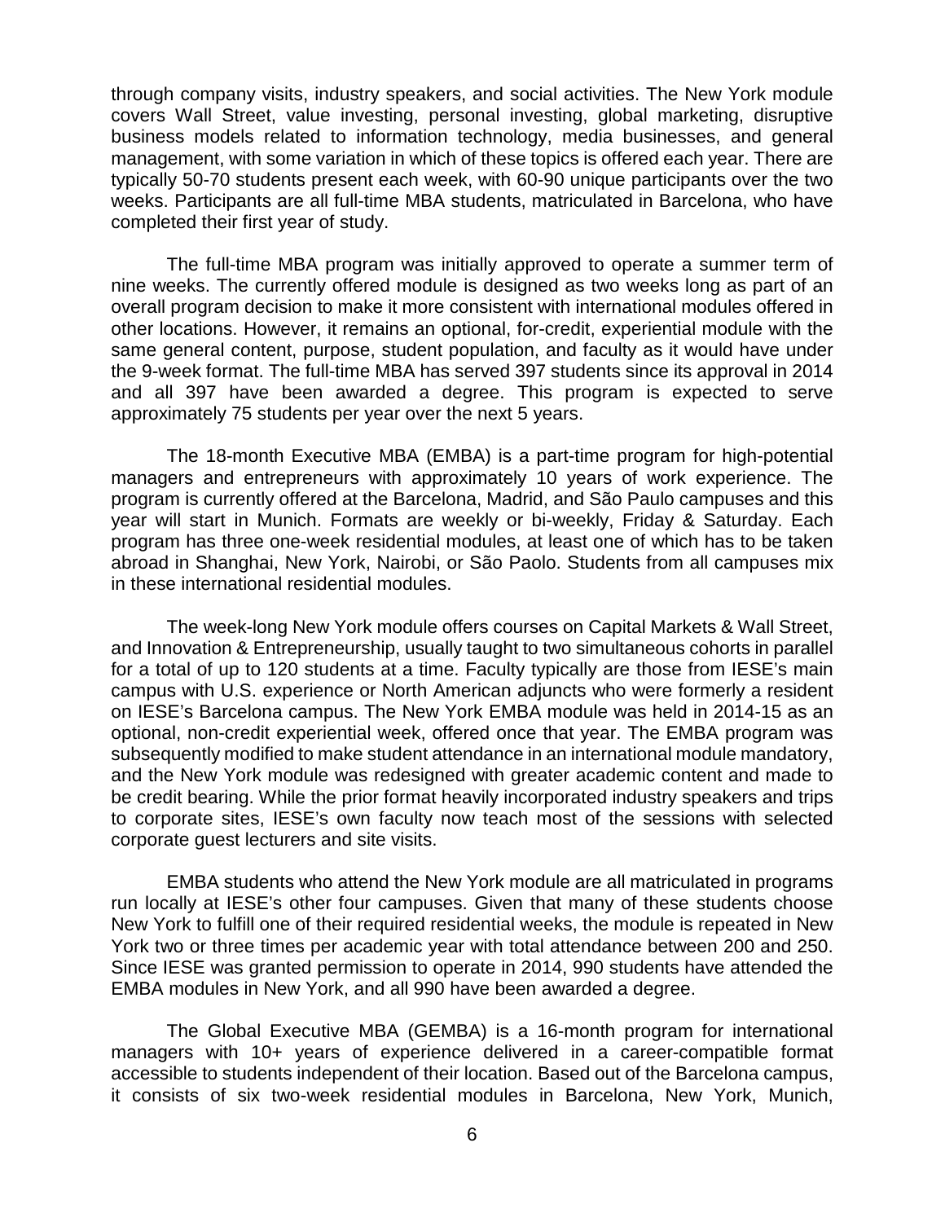through company visits, industry speakers, and social activities. The New York module covers Wall Street, value investing, personal investing, global marketing, disruptive business models related to information technology, media businesses, and general management, with some variation in which of these topics is offered each year. There are typically 50-70 students present each week, with 60-90 unique participants over the two weeks. Participants are all full-time MBA students, matriculated in Barcelona, who have completed their first year of study.

The full-time MBA program was initially approved to operate a summer term of nine weeks. The currently offered module is designed as two weeks long as part of an overall program decision to make it more consistent with international modules offered in other locations. However, it remains an optional, for-credit, experiential module with the same general content, purpose, student population, and faculty as it would have under the 9-week format. The full-time MBA has served 397 students since its approval in 2014 and all 397 have been awarded a degree. This program is expected to serve approximately 75 students per year over the next 5 years.

The 18-month Executive MBA (EMBA) is a part-time program for high-potential managers and entrepreneurs with approximately 10 years of work experience. The program is currently offered at the Barcelona, Madrid, and São Paulo campuses and this year will start in Munich. Formats are weekly or bi-weekly, Friday & Saturday. Each program has three one-week residential modules, at least one of which has to be taken abroad in Shanghai, New York, Nairobi, or São Paolo. Students from all campuses mix in these international residential modules.

The week-long New York module offers courses on Capital Markets & Wall Street, and Innovation & Entrepreneurship, usually taught to two simultaneous cohorts in parallel for a total of up to 120 students at a time. Faculty typically are those from IESE's main campus with U.S. experience or North American adjuncts who were formerly a resident on IESE's Barcelona campus. The New York EMBA module was held in 2014-15 as an optional, non-credit experiential week, offered once that year. The EMBA program was subsequently modified to make student attendance in an international module mandatory, and the New York module was redesigned with greater academic content and made to be credit bearing. While the prior format heavily incorporated industry speakers and trips to corporate sites, IESE's own faculty now teach most of the sessions with selected corporate guest lecturers and site visits.

EMBA students who attend the New York module are all matriculated in programs run locally at IESE's other four campuses. Given that many of these students choose New York to fulfill one of their required residential weeks, the module is repeated in New York two or three times per academic year with total attendance between 200 and 250. Since IESE was granted permission to operate in 2014, 990 students have attended the EMBA modules in New York, and all 990 have been awarded a degree.

The Global Executive MBA (GEMBA) is a 16-month program for international managers with 10+ years of experience delivered in a career-compatible format accessible to students independent of their location. Based out of the Barcelona campus, it consists of six two-week residential modules in Barcelona, New York, Munich,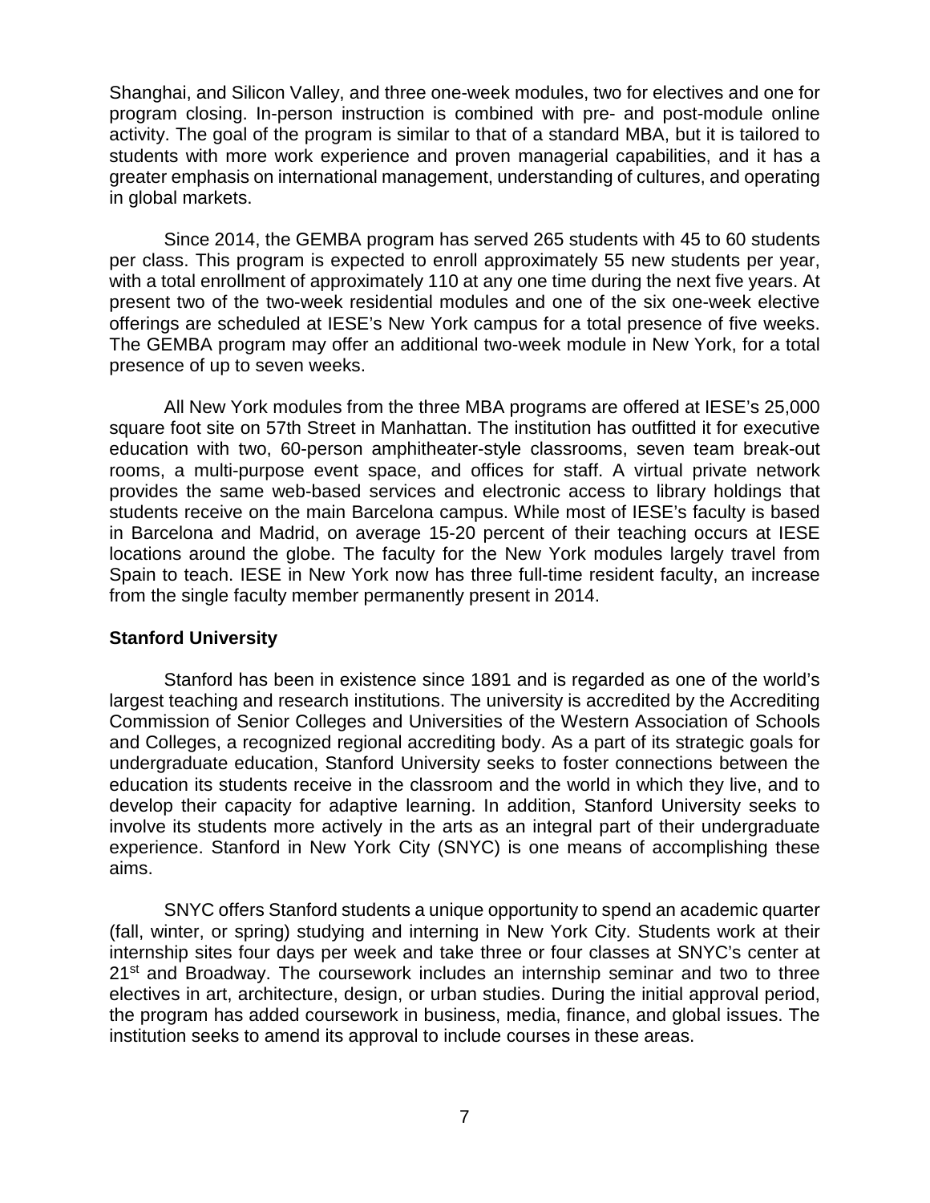Shanghai, and Silicon Valley, and three one-week modules, two for electives and one for program closing. In-person instruction is combined with pre- and post-module online activity. The goal of the program is similar to that of a standard MBA, but it is tailored to students with more work experience and proven managerial capabilities, and it has a greater emphasis on international management, understanding of cultures, and operating in global markets.

Since 2014, the GEMBA program has served 265 students with 45 to 60 students per class. This program is expected to enroll approximately 55 new students per year, with a total enrollment of approximately 110 at any one time during the next five years. At present two of the two-week residential modules and one of the six one-week elective offerings are scheduled at IESE's New York campus for a total presence of five weeks. The GEMBA program may offer an additional two-week module in New York, for a total presence of up to seven weeks.

All New York modules from the three MBA programs are offered at IESE's 25,000 square foot site on 57th Street in Manhattan. The institution has outfitted it for executive education with two, 60-person amphitheater-style classrooms, seven team break-out rooms, a multi-purpose event space, and offices for staff. A virtual private network provides the same web-based services and electronic access to library holdings that students receive on the main Barcelona campus. While most of IESE's faculty is based in Barcelona and Madrid, on average 15-20 percent of their teaching occurs at IESE locations around the globe. The faculty for the New York modules largely travel from Spain to teach. IESE in New York now has three full-time resident faculty, an increase from the single faculty member permanently present in 2014.

**Stanford University**

Stanford has been in existence since 1891 and is regarded as one of the world's largest teaching and research institutions. The university is accredited by the Accrediting Commission of Senior Colleges and Universities of the Western Association of Schools and Colleges, a recognized regional accrediting body. As a part of its strategic goals for undergraduate education, Stanford University seeks to foster connections between the education its students receive in the classroom and the world in which they live, and to develop their capacity for adaptive learning. In addition, Stanford University seeks to involve its students more actively in the arts as an integral part of their undergraduate experience. Stanford in New York City (SNYC) is one means of accomplishing these aims.

SNYC offers Stanford students a unique opportunity to spend an academic quarter (fall, winter, or spring) studying and interning in New York City. Students work at their internship sites four days per week and take three or four classes at SNYC's center at 21st and Broadway. The coursework includes an internship seminar and two to three electives in art, architecture, design, or urban studies. During the initial approval period, the program has added coursework in business, media, finance, and global issues. The institution seeks to amend its approval to include courses in these areas.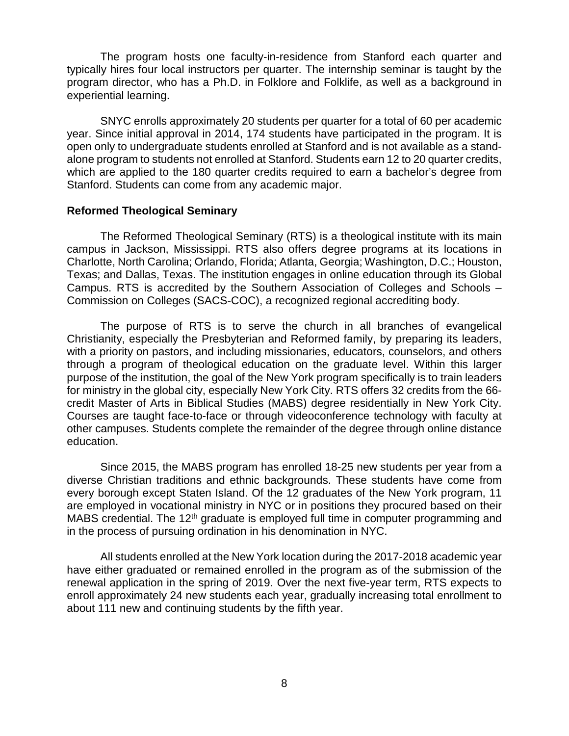The program hosts one faculty-in-residence from Stanford each quarter and typically hires four local instructors per quarter. The internship seminar is taught by the program director, who has a Ph.D. in Folklore and Folklife, as well as a background in experiential learning.

SNYC enrolls approximately 20 students per quarter for a total of 60 per academic year. Since initial approval in 2014, 174 students have participated in the program. It is open only to undergraduate students enrolled at Stanford and is not available as a stand-alone program to students not enrolled at Stanford. Students earn 12 to 20 quarter credits, which are applied to the 180 quarter credits required to earn a bachelor's degree from Stanford. Students can come from any academic major.

**Reformed Theological Seminary**

The Reformed Theological Seminary (RTS) is a theological institute with its main campus in Jackson, Mississippi. RTS also offers degree programs at its locations in Charlotte, North Carolina; Orlando, Florida; Atlanta, Georgia; Washington, D.C.; Houston, Texas; and Dallas, Texas. The institution engages in online education through its Global Campus. RTS is accredited by the Southern Association of Colleges and Schools – Commission on Colleges (SACS-COC), a recognized regional accrediting body.

The purpose of RTS is to serve the church in all branches of evangelical Christianity, especially the Presbyterian and Reformed family, by preparing its leaders, with a priority on pastors, and including missionaries, educators, counselors, and others through a program of theological education on the graduate level. Within this larger purpose of the institution, the goal of the New York program specifically is to train leaders for ministry in the global city, especially New York City. RTS offers 32 credits from the 66-credit Master of Arts in Biblical Studies (MABS) degree residentially in New York City. Courses are taught face-to-face or through videoconference technology with faculty at other campuses. Students complete the remainder of the degree through online distance education.

Since 2015, the MABS program has enrolled 18-25 new students per year from a diverse Christian traditions and ethnic backgrounds. These students have come from every borough except Staten Island. Of the 12 graduates of the New York program, 11 are employed in vocational ministry in NYC or in positions they procured based on their MABS credential. The 12th graduate is employed full time in computer programming and in the process of pursuing ordination in his denomination in NYC.

All students enrolled at the New York location during the 2017-2018 academic year have either graduated or remained enrolled in the program as of the submission of the renewal application in the spring of 2019. Over the next five-year term, RTS expects to enroll approximately 24 new students each year, gradually increasing total enrollment to about 111 new and continuing students by the fifth year.